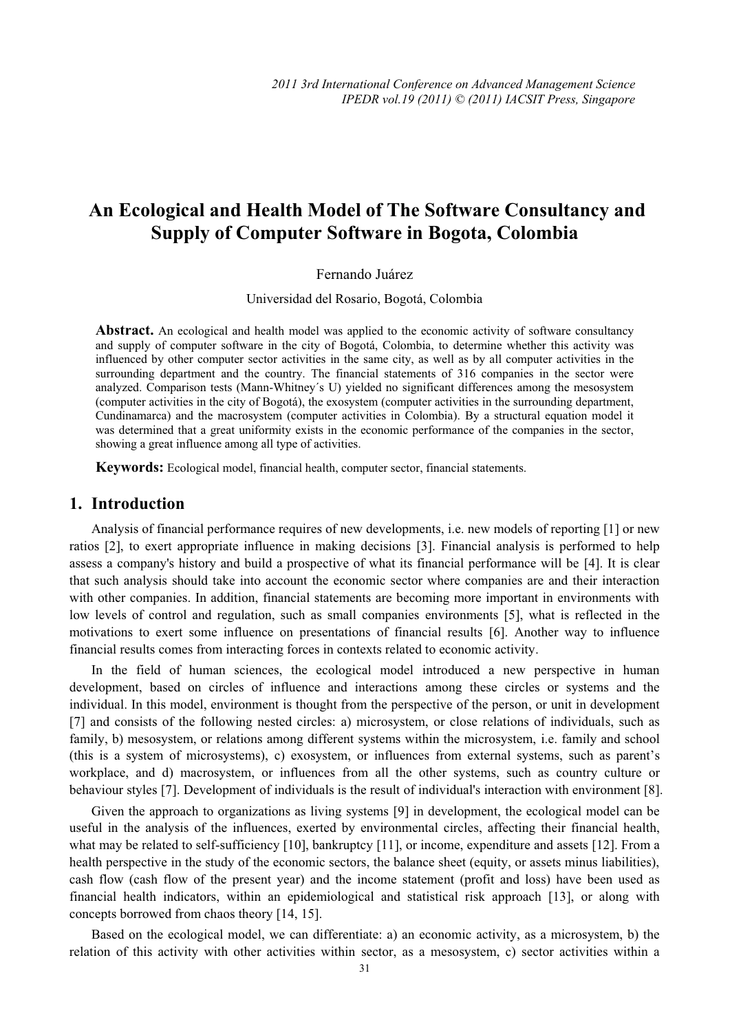# An Ecological and Health Model of The Software Consultancy and Supply of Computer Software in Bogota, Colombia

Fernando Juárez

Universidad del Rosario, Bogotá, Colombia

**Abstract.** An ecological and health model was applied to the economic activity of software consultancy and supply of computer software in the city of Bogotá, Colombia, to determine whether this activity was influenced by other computer sector activities in the same city, as well as by all computer activities in the surrounding department and the country. The financial statements of 316 companies in the sector were analyzed. Comparison tests (Mann-Whitney´s U) yielded no significant differences among the mesosystem (computer activities in the city of Bogotá), the exosystem (computer activities in the surrounding department, Cundinamarca) and the macrosystem (computer activities in Colombia). By a structural equation model it was determined that a great uniformity exists in the economic performance of the companies in the sector, showing a great influence among all type of activities.

**Keywords:** Ecological model, financial health, computer sector, financial statements.

## 1. Introduction

Analysis of financial performance requires of new developments, i.e. new models of reporting [1] or new ratios [2], to exert appropriate influence in making decisions [3]. Financial analysis is performed to help assess a company's history and build a prospective of what its financial performance will be [4]. It is clear that such analysis should take into account the economic sector where companies are and their interaction with other companies. In addition, financial statements are becoming more important in environments with low levels of control and regulation, such as small companies environments [5], what is reflected in the motivations to exert some influence on presentations of financial results [6]. Another way to influence financial results comes from interacting forces in contexts related to economic activity.

In the field of human sciences, the ecological model introduced a new perspective in human development, based on circles of influence and interactions among these circles or systems and the individual. In this model, environment is thought from the perspective of the person, or unit in development [7] and consists of the following nested circles: a) microsystem, or close relations of individuals, such as family, b) mesosystem, or relations among different systems within the microsystem, i.e. family and school (this is a system of microsystems), c) exosystem, or influences from external systems, such as parent's workplace, and d) macrosystem, or influences from all the other systems, such as country culture or behaviour styles [7]. Development of individuals is the result of individual's interaction with environment [8].

Given the approach to organizations as living systems [9] in development, the ecological model can be useful in the analysis of the influences, exerted by environmental circles, affecting their financial health, what may be related to self-sufficiency [10], bankruptcy [11], or income, expenditure and assets [12]. From a health perspective in the study of the economic sectors, the balance sheet (equity, or assets minus liabilities), cash flow (cash flow of the present year) and the income statement (profit and loss) have been used as financial health indicators, within an epidemiological and statistical risk approach [13], or along with concepts borrowed from chaos theory [14, 15].

Based on the ecological model, we can differentiate: a) an economic activity, as a microsystem, b) the relation of this activity with other activities within sector, as a mesosystem, c) sector activities within a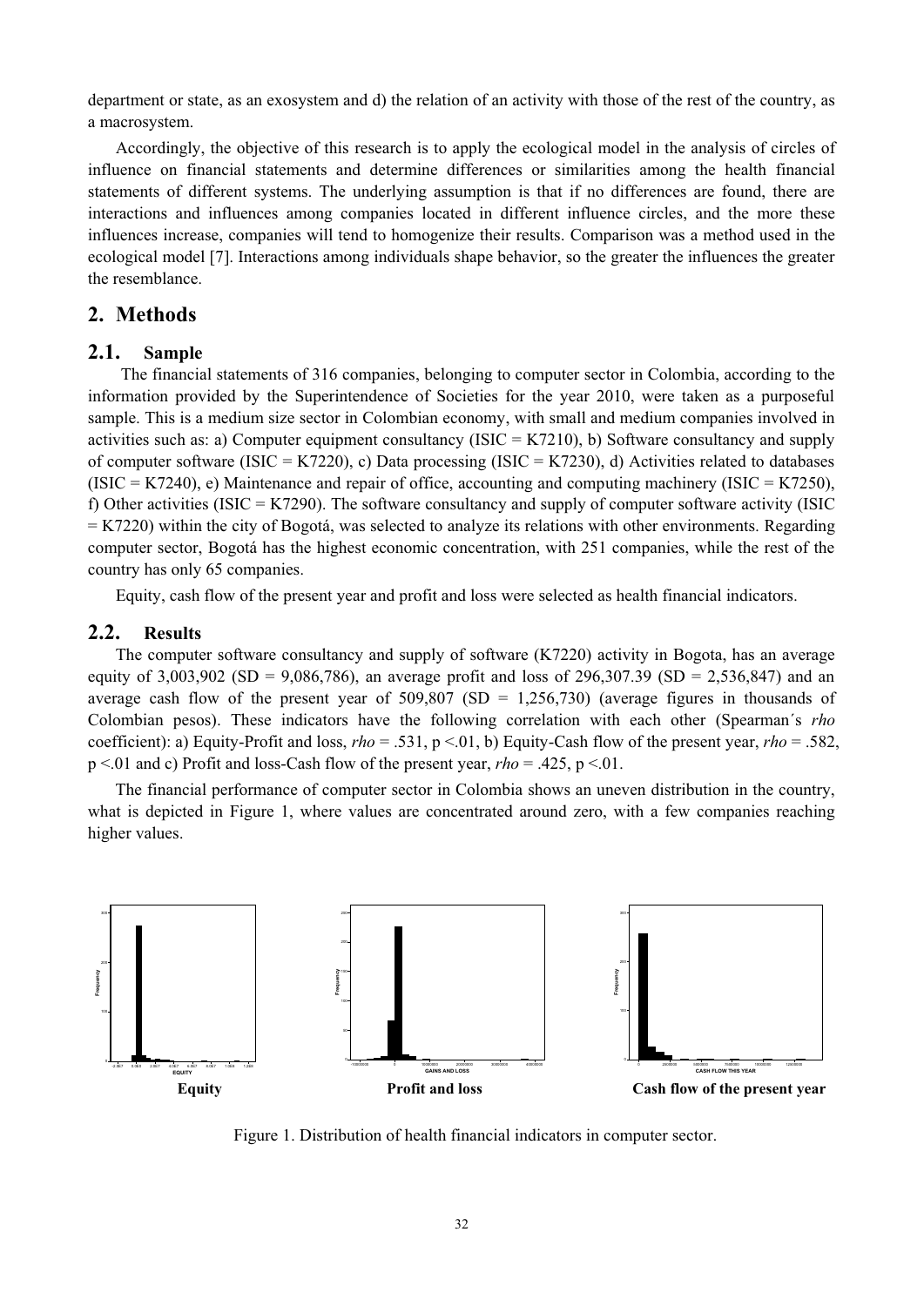department or state, as an exosystem and d) the relation of an activity with those of the rest of the country, as a macrosystem.

Accordingly, the objective of this research is to apply the ecological model in the analysis of circles of influence on financial statements and determine differences or similarities among the health financial statements of different systems. The underlying assumption is that if no differences are found, there are interactions and influences among companies located in different influence circles, and the more these influences increase, companies will tend to homogenize their results. Comparison was a method used in the ecological model [7]. Interactions among individuals shape behavior, so the greater the influences the greater the resemblance.

## 2. Methods

### 2.1. Sample

The financial statements of 316 companies, belonging to computer sector in Colombia, according to the information provided by the Superintendence of Societies for the year 2010, were taken as a purposeful sample. This is a medium size sector in Colombian economy, with small and medium companies involved in activities such as: a) Computer equipment consultancy (ISIC = K7210), b) Software consultancy and supply of computer software (ISIC = K7220), c) Data processing (ISIC = K7230), d) Activities related to databases (ISIC = K7240), e) Maintenance and repair of office, accounting and computing machinery (ISIC = K7250), f) Other activities (ISIC = K7290). The software consultancy and supply of computer software activity (ISIC = K7220) within the city of Bogotá, was selected to analyze its relations with other environments. Regarding computer sector, Bogotá has the highest economic concentration, with 251 companies, while the rest of the country has only 65 companies.

Equity, cash flow of the present year and profit and loss were selected as health financial indicators.

### 2.2. Results

The computer software consultancy and supply of software (K7220) activity in Bogota, has an average equity of 3,003,902 (SD = 9,086,786), an average profit and loss of 296,307.39 (SD = 2,536,847) and an average cash flow of the present year of 509,807 (SD = 1,256,730) (average figures in thousands of Colombian pesos). These indicators have the following correlation with each other (Spearman´s *rho* coefficient): a) Equity-Profit and loss, *rho* = .531, $p < .01$, b) Equity-Cash flow of the present year, *rho* = .582, $p < .01$ and c) Profit and loss-Cash flow of the present year, *rho* = .425, $p < .01$.

The financial performance of computer sector in Colombia shows an uneven distribution in the country, what is depicted in Figure 1, where values are concentrated around zero, with a few companies reaching higher values.

**Equity** **Profit and loss** **Cash flow of the present year**

Figure 1. Distribution of health financial indicators in computer sector.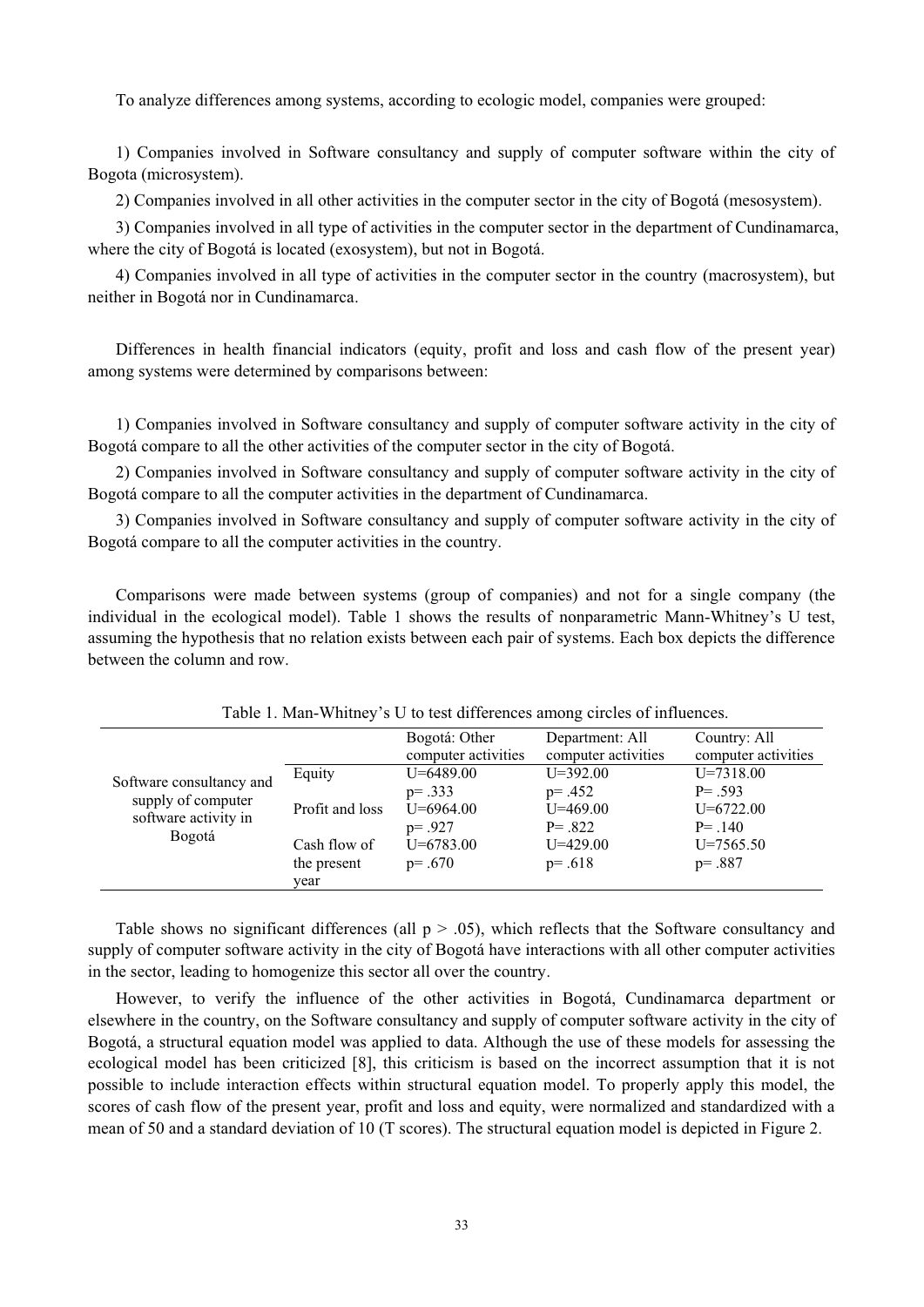To analyze differences among systems, according to ecologic model, companies were grouped:

1) Companies involved in Software consultancy and supply of computer software within the city of Bogota (microsystem).

2) Companies involved in all other activities in the computer sector in the city of Bogotá (mesosystem).

3) Companies involved in all type of activities in the computer sector in the department of Cundinamarca, where the city of Bogotá is located (exosystem), but not in Bogotá.

4) Companies involved in all type of activities in the computer sector in the country (macrosystem), but neither in Bogotá nor in Cundinamarca.

Differences in health financial indicators (equity, profit and loss and cash flow of the present year) among systems were determined by comparisons between:

1) Companies involved in Software consultancy and supply of computer software activity in the city of Bogotá compare to all the other activities of the computer sector in the city of Bogotá.

2) Companies involved in Software consultancy and supply of computer software activity in the city of Bogotá compare to all the computer activities in the department of Cundinamarca.

3) Companies involved in Software consultancy and supply of computer software activity in the city of Bogotá compare to all the computer activities in the country.

Comparisons were made between systems (group of companies) and not for a single company (the individual in the ecological model). Table 1 shows the results of nonparametric Mann-Whitney's U test, assuming the hypothesis that no relation exists between each pair of systems. Each box depicts the difference between the column and row.

Table 1. Man-Whitney's U to test differences among circles of influences.

| | | Bogotá: Other computer activities | Department: All computer activities | Country: All computer activities |
|---|---|---|---|---|
| Software consultancy and supply of computer software activity in Bogotá | Equity | U=6489.00<br>p= .333 | U=392.00<br>p= .452 | U=7318.00<br>P= .593 |
| | Profit and loss | U=6964.00<br>p= .927 | U=469.00<br>P= .822 | U=6722.00<br>P= .140 |
| | Cash flow of the present year | U=6783.00<br>p= .670 | U=429.00<br>p= .618 | U=7565.50<br>p= .887 |

Table shows no significant differences (all $p > .05$), which reflects that the Software consultancy and supply of computer software activity in the city of Bogotá have interactions with all other computer activities in the sector, leading to homogenize this sector all over the country.

However, to verify the influence of the other activities in Bogotá, Cundinamarca department or elsewhere in the country, on the Software consultancy and supply of computer software activity in the city of Bogotá, a structural equation model was applied to data. Although the use of these models for assessing the ecological model has been criticized [8], this criticism is based on the incorrect assumption that it is not possible to include interaction effects within structural equation model. To properly apply this model, the scores of cash flow of the present year, profit and loss and equity, were normalized and standardized with a mean of 50 and a standard deviation of 10 (T scores). The structural equation model is depicted in Figure 2.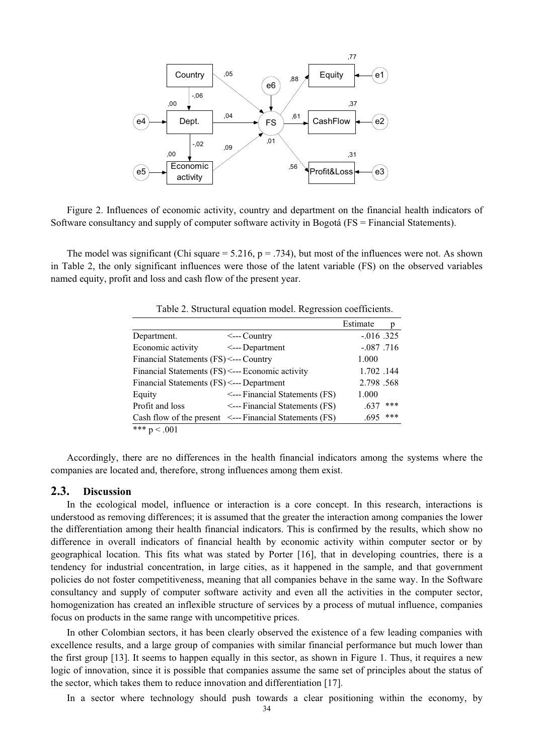Figure 2. Influences of economic activity, country and department on the financial health indicators of Software consultancy and supply of computer software activity in Bogotá (FS = Financial Statements).

The model was significant (Chi square = 5.216, $p = .734$), but most of the influences were not. As shown in Table 2, the only significant influences were those of the latent variable (FS) on the observed variables named equity, profit and loss and cash flow of the present year.

Table 2. Structural equation model. Regression coefficients.

| | | Estimate | p |
|---|---|---|---|
| Department. | <--- Country | -.016 | .325 |
| Economic activity | <--- Department | -.087 | .716 |
| Financial Statements (FS) | <--- Country | 1.000 | |
| Financial Statements (FS) | <--- Economic activity | 1.702 | .144 |
| Financial Statements (FS) | <--- Department | 2.798 | .568 |
| Equity | <--- Financial Statements (FS) | 1.000 | |
| Profit and loss | <--- Financial Statements (FS) | .637 | *** |
| Cash flow of the present | <--- Financial Statements (FS) | .695 | *** |

*** $p < .001$

Accordingly, there are no differences in the health financial indicators among the systems where the companies are located and, therefore, strong influences among them exist.

## 2.3. Discussion

In the ecological model, influence or interaction is a core concept. In this research, interactions is understood as removing differences; it is assumed that the greater the interaction among companies the lower the differentiation among their health financial indicators. This is confirmed by the results, which show no difference in overall indicators of financial health by economic activity within computer sector or by geographical location. This fits what was stated by Porter [16], that in developing countries, there is a tendency for industrial concentration, in large cities, as it happened in the sample, and that government policies do not foster competitiveness, meaning that all companies behave in the same way. In the Software consultancy and supply of computer software activity and even all the activities in the computer sector, homogenization has created an inflexible structure of services by a process of mutual influence, companies focus on products in the same range with uncompetitive prices.

In other Colombian sectors, it has been clearly observed the existence of a few leading companies with excellence results, and a large group of companies with similar financial performance but much lower than the first group [13]. It seems to happen equally in this sector, as shown in Figure 1. Thus, it requires a new logic of innovation, since it is possible that companies assume the same set of principles about the status of the sector, which takes them to reduce innovation and differentiation [17].

In a sector where technology should push towards a clear positioning within the economy, by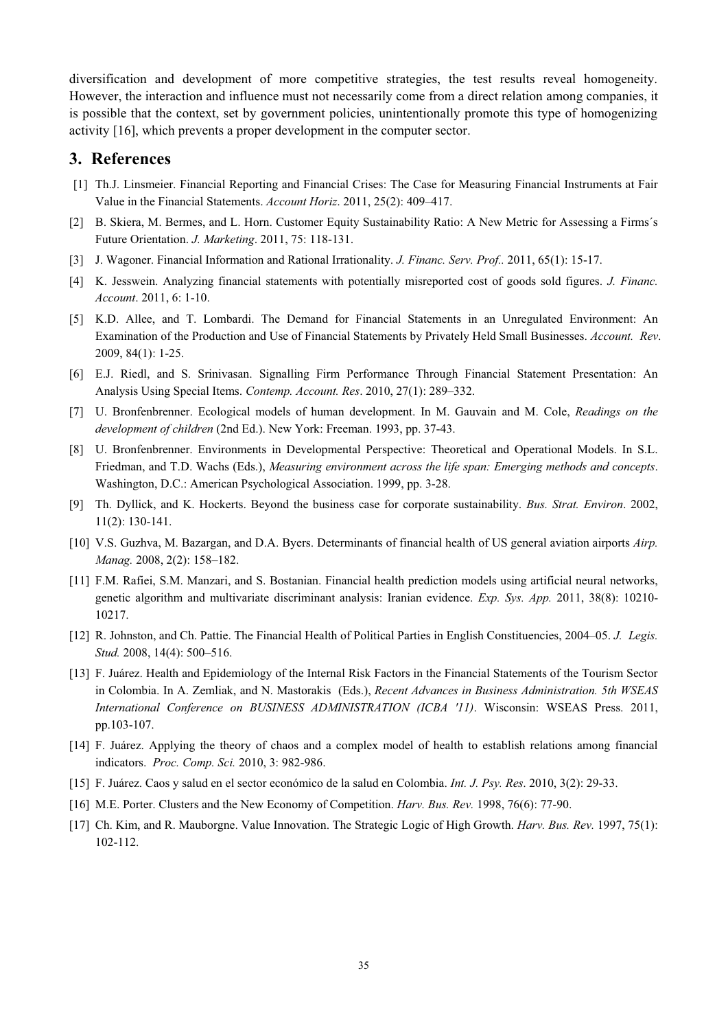diversification and development of more competitive strategies, the test results reveal homogeneity. However, the interaction and influence must not necessarily come from a direct relation among companies, it is possible that the context, set by government policies, unintentionally promote this type of homogenizing activity [16], which prevents a proper development in the computer sector.

## 3. References

[1] Th.J. Linsmeier. Financial Reporting and Financial Crises: The Case for Measuring Financial Instruments at Fair Value in the Financial Statements. *Account Horiz*. 2011, 25(2): 409–417.

[2] B. Skiera, M. Bermes, and L. Horn. Customer Equity Sustainability Ratio: A New Metric for Assessing a Firms´s Future Orientation. *J. Marketing*. 2011, 75: 118-131.

[3] J. Wagoner. Financial Information and Rational Irrationality. *J. Financ. Serv. Prof.*. 2011, 65(1): 15-17.

[4] K. Jesswein. Analyzing financial statements with potentially misreported cost of goods sold figures. *J. Financ. Account*. 2011, 6: 1-10.

[5] K.D. Allee, and T. Lombardi. The Demand for Financial Statements in an Unregulated Environment: An Examination of the Production and Use of Financial Statements by Privately Held Small Businesses. *Account. Rev*. 2009, 84(1): 1-25.

[6] E.J. Riedl, and S. Srinivasan. Signalling Firm Performance Through Financial Statement Presentation: An Analysis Using Special Items. *Contemp. Account. Res*. 2010, 27(1): 289–332.

[7] U. Bronfenbrenner. Ecological models of human development. In M. Gauvain and M. Cole, *Readings on the development of children* (2nd Ed.). New York: Freeman. 1993, pp. 37-43.

[8] U. Bronfenbrenner. Environments in Developmental Perspective: Theoretical and Operational Models. In S.L. Friedman, and T.D. Wachs (Eds.), *Measuring environment across the life span: Emerging methods and concepts*. Washington, D.C.: American Psychological Association. 1999, pp. 3-28.

[9] Th. Dyllick, and K. Hockerts. Beyond the business case for corporate sustainability. *Bus. Strat. Environ*. 2002, 11(2): 130-141.

[10] V.S. Guzhva, M. Bazargan, and D.A. Byers. Determinants of financial health of US general aviation airports *Airp. Manag.* 2008, 2(2): 158–182.

[11] F.M. Rafiei, S.M. Manzari, and S. Bostanian. Financial health prediction models using artificial neural networks, genetic algorithm and multivariate discriminant analysis: Iranian evidence. *Exp. Sys. App.* 2011, 38(8): 10210-10217.

[12] R. Johnston, and Ch. Pattie. The Financial Health of Political Parties in English Constituencies, 2004–05. *J. Legis. Stud.* 2008, 14(4): 500–516.

[13] F. Juárez. Health and Epidemiology of the Internal Risk Factors in the Financial Statements of the Tourism Sector in Colombia. In A. Zemliak, and N. Mastorakis (Eds.), *Recent Advances in Business Administration. 5th WSEAS International Conference on BUSINESS ADMINISTRATION (ICBA '11)*. Wisconsin: WSEAS Press. 2011, pp.103-107.

[14] F. Juárez. Applying the theory of chaos and a complex model of health to establish relations among financial indicators. *Proc. Comp. Sci.* 2010, 3: 982-986.

[15] F. Juárez. Caos y salud en el sector económico de la salud en Colombia. *Int. J. Psy. Res*. 2010, 3(2): 29-33.

[16] M.E. Porter. Clusters and the New Economy of Competition. *Harv. Bus. Rev.* 1998, 76(6): 77-90.

[17] Ch. Kim, and R. Mauborgne. Value Innovation. The Strategic Logic of High Growth. *Harv. Bus. Rev.* 1997, 75(1): 102-112.